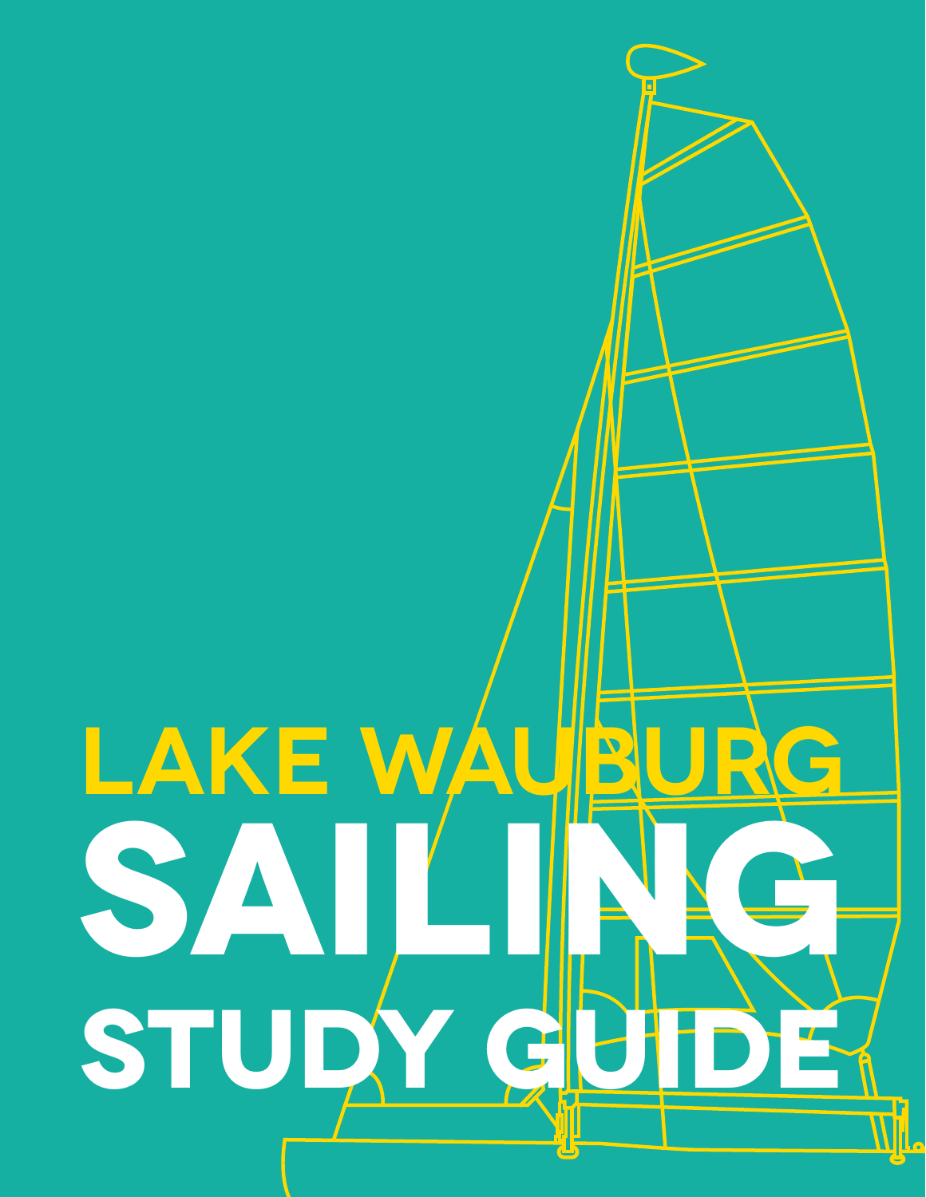# LAKE WAUBURG

# SAILING

# STUDY GUIDE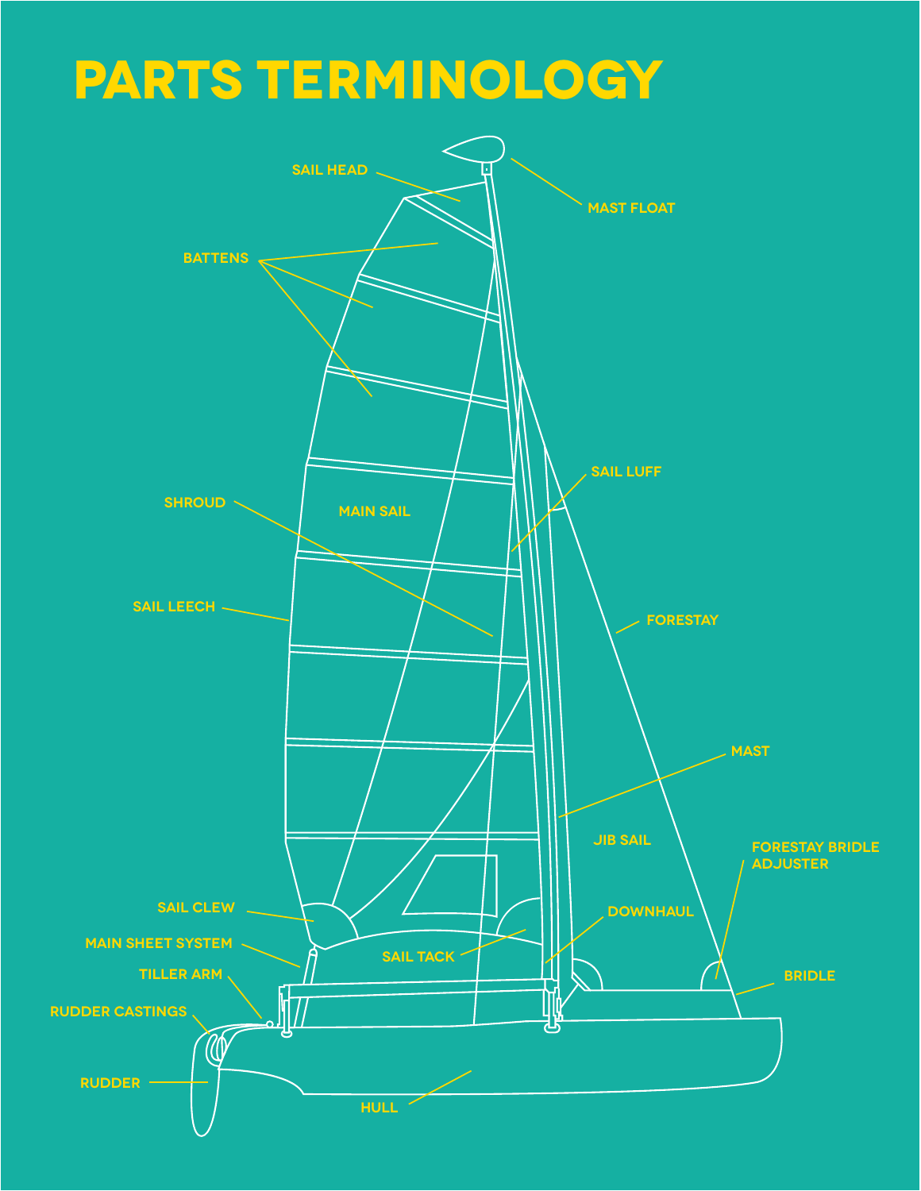# PARTS TERMINOLOGY

- SAIL HEAD
- MAST FLOAT
- BATTENS
- SAIL LUFF
- SHROUD
- MAIN SAIL
- SAIL LEECH
- FORESTAY
- MAST
- JIB SAIL
- FORESTAY BRIDLE ADJUSTER
- SAIL CLEW
- DOWNHAUL
- MAIN SHEET SYSTEM
- SAIL TACK
- TILLER ARM
- BRIDLE
- RUDDER CASTINGS
- RUDDER
- HULL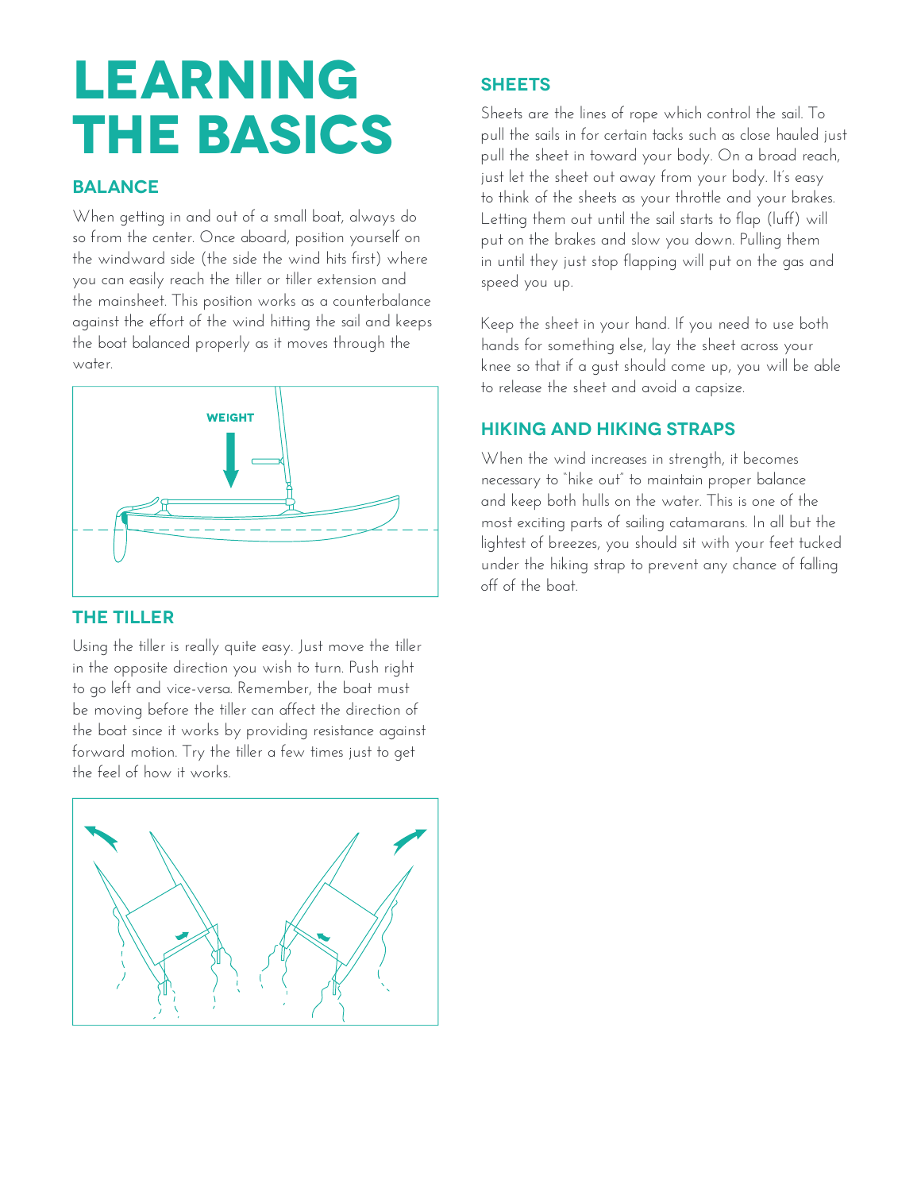# LEARNING THE BASICS

## BALANCE

When getting in and out of a small boat, always do so from the center. Once aboard, position yourself on the windward side (the side the wind hits first) where you can easily reach the tiller or tiller extension and the mainsheet. This position works as a counterbalance against the effort of the wind hitting the sail and keeps the boat balanced properly as it moves through the water.

WEIGHT

## THE TILLER

Using the tiller is really quite easy. Just move the tiller in the opposite direction you wish to turn. Push right to go left and vice-versa. Remember, the boat must be moving before the tiller can affect the direction of the boat since it works by providing resistance against forward motion. Try the tiller a few times just to get the feel of how it works.

## SHEETS

Sheets are the lines of rope which control the sail. To pull the sails in for certain tacks such as close hauled just pull the sheet in toward your body. On a broad reach, just let the sheet out away from your body. It's easy to think of the sheets as your throttle and your brakes. Letting them out until the sail starts to flap (luff) will put on the brakes and slow you down. Pulling them in until they just stop flapping will put on the gas and speed you up.

Keep the sheet in your hand. If you need to use both hands for something else, lay the sheet across your knee so that if a gust should come up, you will be able to release the sheet and avoid a capsize.

## HIKING AND HIKING STRAPS

When the wind increases in strength, it becomes necessary to "hike out" to maintain proper balance and keep both hulls on the water. This is one of the most exciting parts of sailing catamarans. In all but the lightest of breezes, you should sit with your feet tucked under the hiking strap to prevent any chance of falling off of the boat.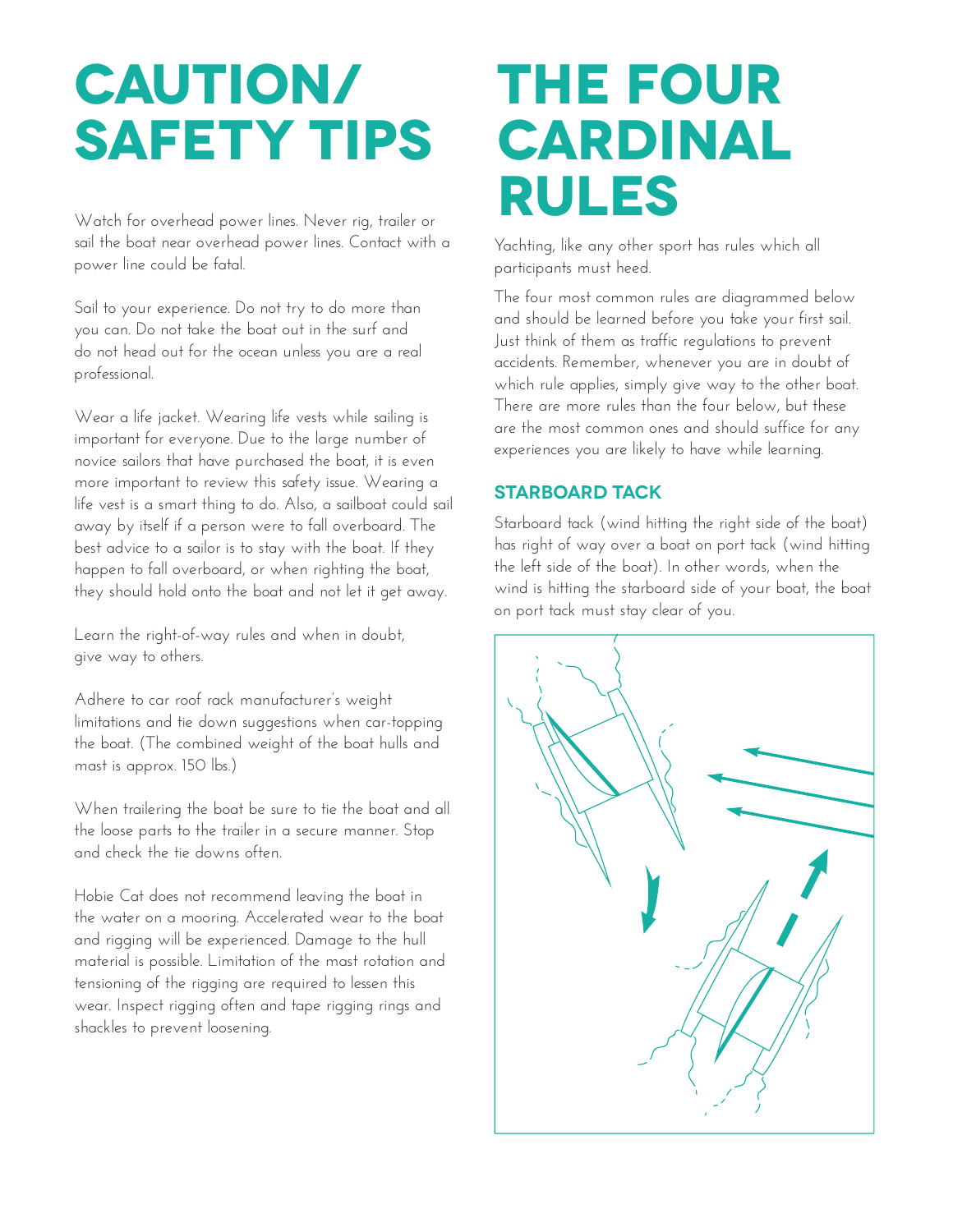# CAUTION/ SAFETY TIPS

Watch for overhead power lines. Never rig, trailer or sail the boat near overhead power lines. Contact with a power line could be fatal.

Sail to your experience. Do not try to do more than you can. Do not take the boat out in the surf and do not head out for the ocean unless you are a real professional.

Wear a life jacket. Wearing life vests while sailing is important for everyone. Due to the large number of novice sailors that have purchased the boat, it is even more important to review this safety issue. Wearing a life vest is a smart thing to do. Also, a sailboat could sail away by itself if a person were to fall overboard. The best advice to a sailor is to stay with the boat. If they happen to fall overboard, or when righting the boat, they should hold onto the boat and not let it get away.

Learn the right-of-way rules and when in doubt, give way to others.

Adhere to car roof rack manufacturer's weight limitations and tie down suggestions when car-topping the boat. (The combined weight of the boat hulls and mast is approx. 150 lbs.)

When trailering the boat be sure to tie the boat and all the loose parts to the trailer in a secure manner. Stop and check the tie downs often.

Hobie Cat does not recommend leaving the boat in the water on a mooring. Accelerated wear to the boat and rigging will be experienced. Damage to the hull material is possible. Limitation of the mast rotation and tensioning of the rigging are required to lessen this wear. Inspect rigging often and tape rigging rings and shackles to prevent loosening.

# THE FOUR CARDINAL RULES

Yachting, like any other sport has rules which all participants must heed.

The four most common rules are diagrammed below and should be learned before you take your first sail. Just think of them as traffic regulations to prevent accidents. Remember, whenever you are in doubt of which rule applies, simply give way to the other boat. There are more rules than the four below, but these are the most common ones and should suffice for any experiences you are likely to have while learning.

### STARBOARD TACK

Starboard tack (wind hitting the right side of the boat) has right of way over a boat on port tack (wind hitting the left side of the boat). In other words, when the wind is hitting the starboard side of your boat, the boat on port tack must stay clear of you.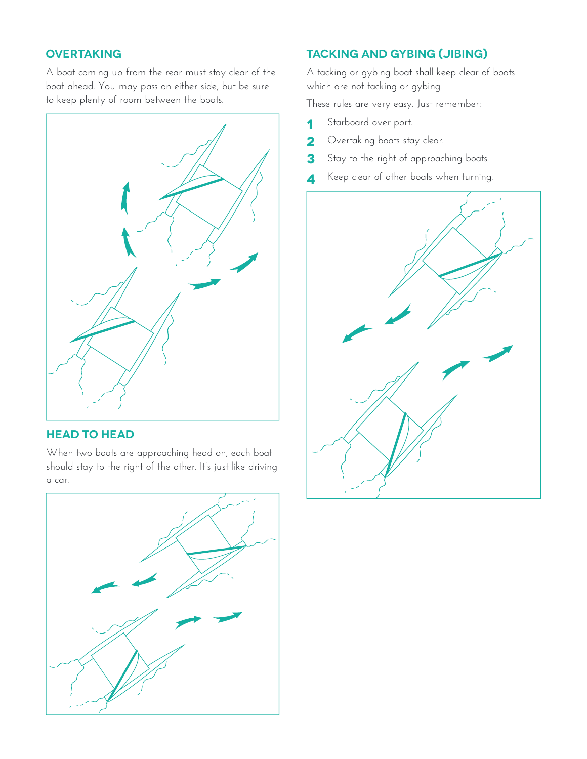## OVERTAKING

A boat coming up from the rear must stay clear of the boat ahead. You may pass on either side, but be sure to keep plenty of room between the boats.

## HEAD TO HEAD

When two boats are approaching head on, each boat should stay to the right of the other. It's just like driving a car.

## TACKING AND GYBING (JIBING)

A tacking or gybing boat shall keep clear of boats which are not tacking or gybing.

These rules are very easy. Just remember:

1. Starboard over port.
2. Overtaking boats stay clear.
3. Stay to the right of approaching boats.
4. Keep clear of other boats when turning.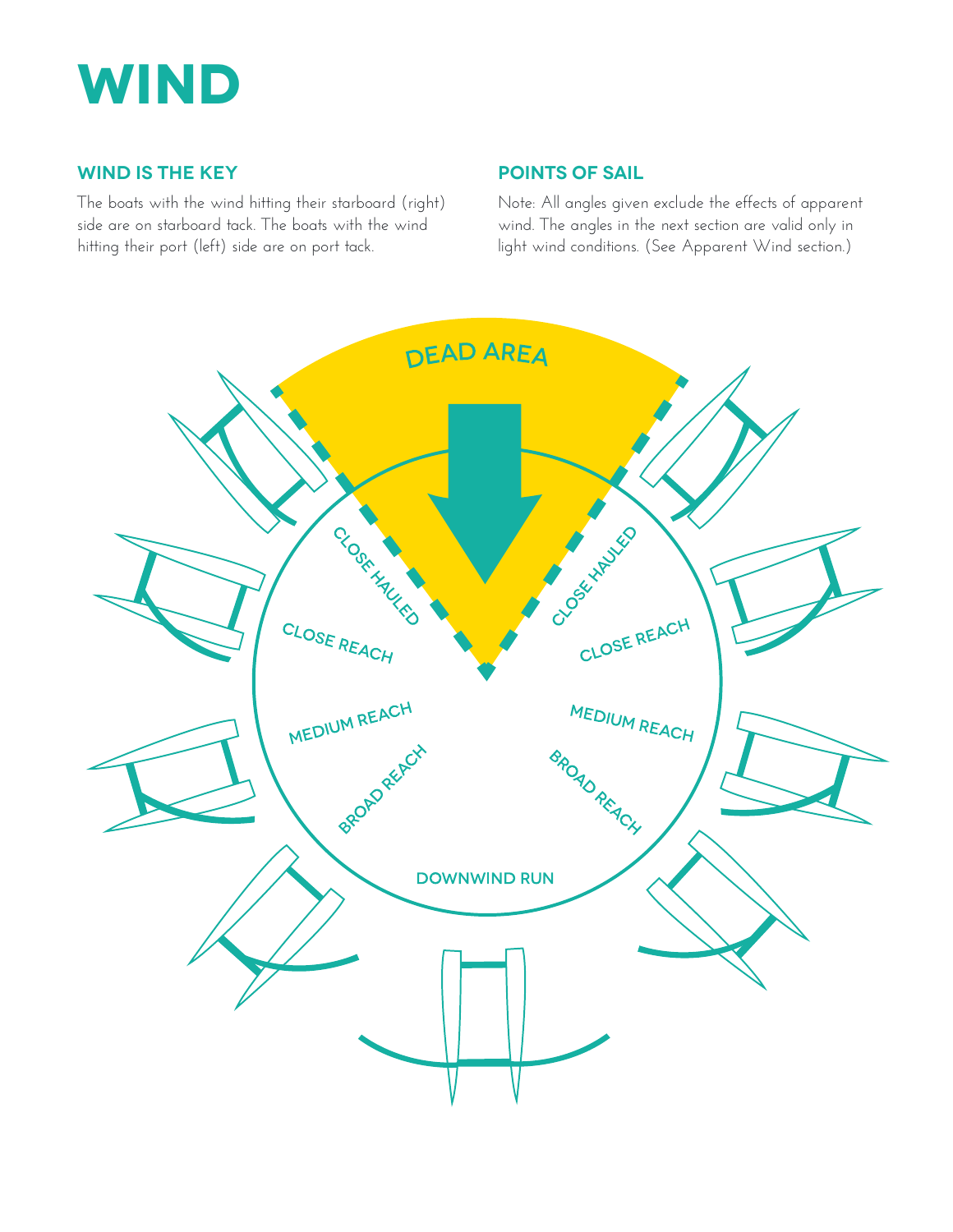# WIND

## WIND IS THE KEY

The boats with the wind hitting their starboard (right) side are on starboard tack. The boats with the wind hitting their port (left) side are on port tack.

## POINTS OF SAIL

Note: All angles given exclude the effects of apparent wind. The angles in the next section are valid only in light wind conditions. (See Apparent Wind section.)

DEAD AREA

CLOSE HAULED

CLOSE HAULED

CLOSE REACH

CLOSE REACH

MEDIUM REACH

MEDIUM REACH

BROAD REACH

BROAD REACH

DOWNWIND RUN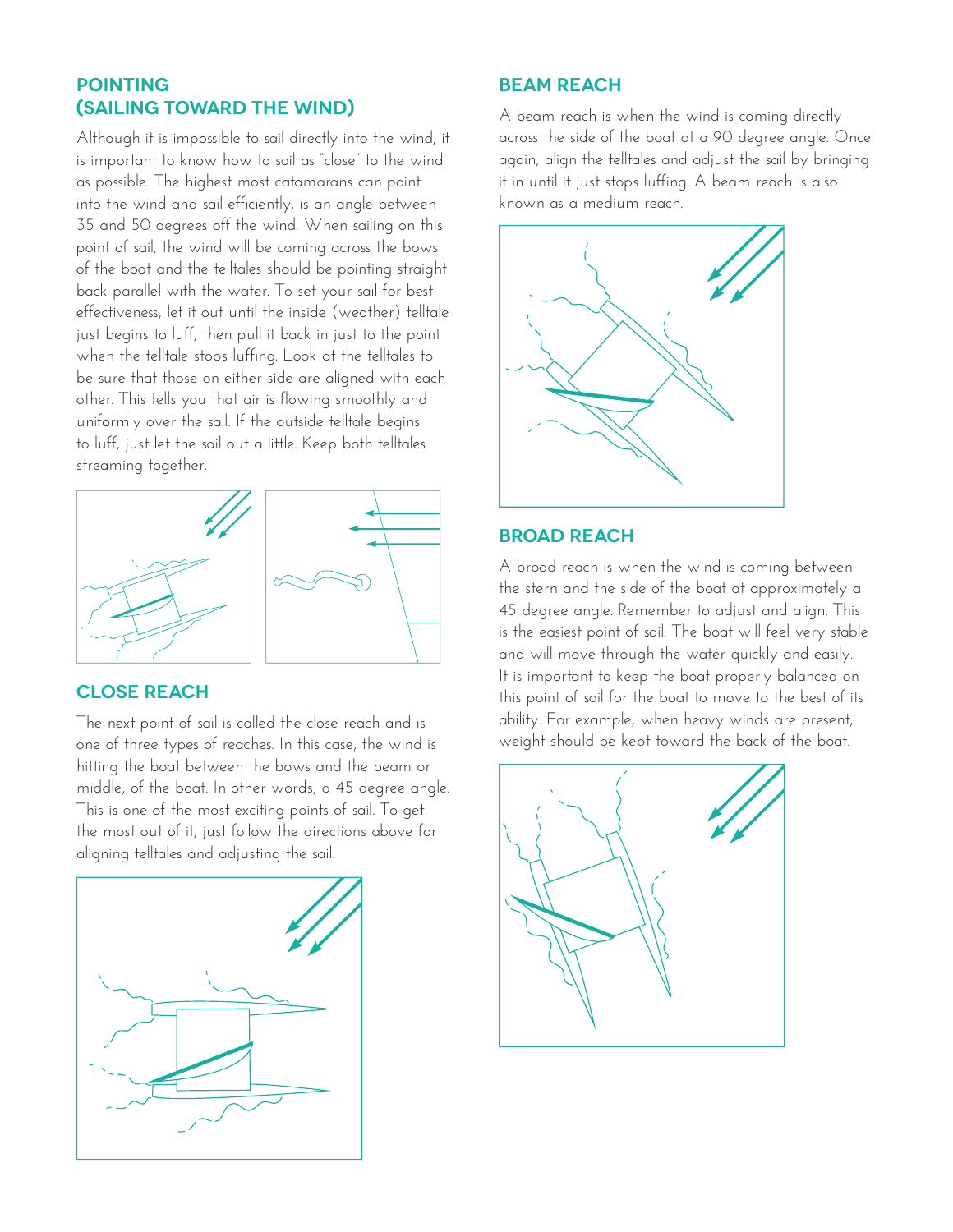## POINTING (SAILING TOWARD THE WIND)

Although it is impossible to sail directly into the wind, it is important to know how to sail as "close" to the wind as possible. The highest most catamarans can point into the wind and sail efficiently, is an angle between 35 and 50 degrees off the wind. When sailing on this point of sail, the wind will be coming across the bows of the boat and the telltales should be pointing straight back parallel with the water. To set your sail for best effectiveness, let it out until the inside (weather) telltale just begins to luff, then pull it back in just to the point when the telltale stops luffing. Look at the telltales to be sure that those on either side are aligned with each other. This tells you that air is flowing smoothly and uniformly over the sail. If the outside telltale begins to luff, just let the sail out a little. Keep both telltales streaming together.

## CLOSE REACH

The next point of sail is called the close reach and is one of three types of reaches. In this case, the wind is hitting the boat between the bows and the beam or middle, of the boat. In other words, a 45 degree angle. This is one of the most exciting points of sail. To get the most out of it, just follow the directions above for aligning telltales and adjusting the sail.

## BEAM REACH

A beam reach is when the wind is coming directly across the side of the boat at a 90 degree angle. Once again, align the telltales and adjust the sail by bringing it in until it just stops luffing. A beam reach is also known as a medium reach.

## BROAD REACH

A broad reach is when the wind is coming between the stern and the side of the boat at approximately a 45 degree angle. Remember to adjust and align. This is the easiest point of sail. The boat will feel very stable and will move through the water quickly and easily. It is important to keep the boat properly balanced on this point of sail for the boat to move to the best of its ability. For example, when heavy winds are present, weight should be kept toward the back of the boat.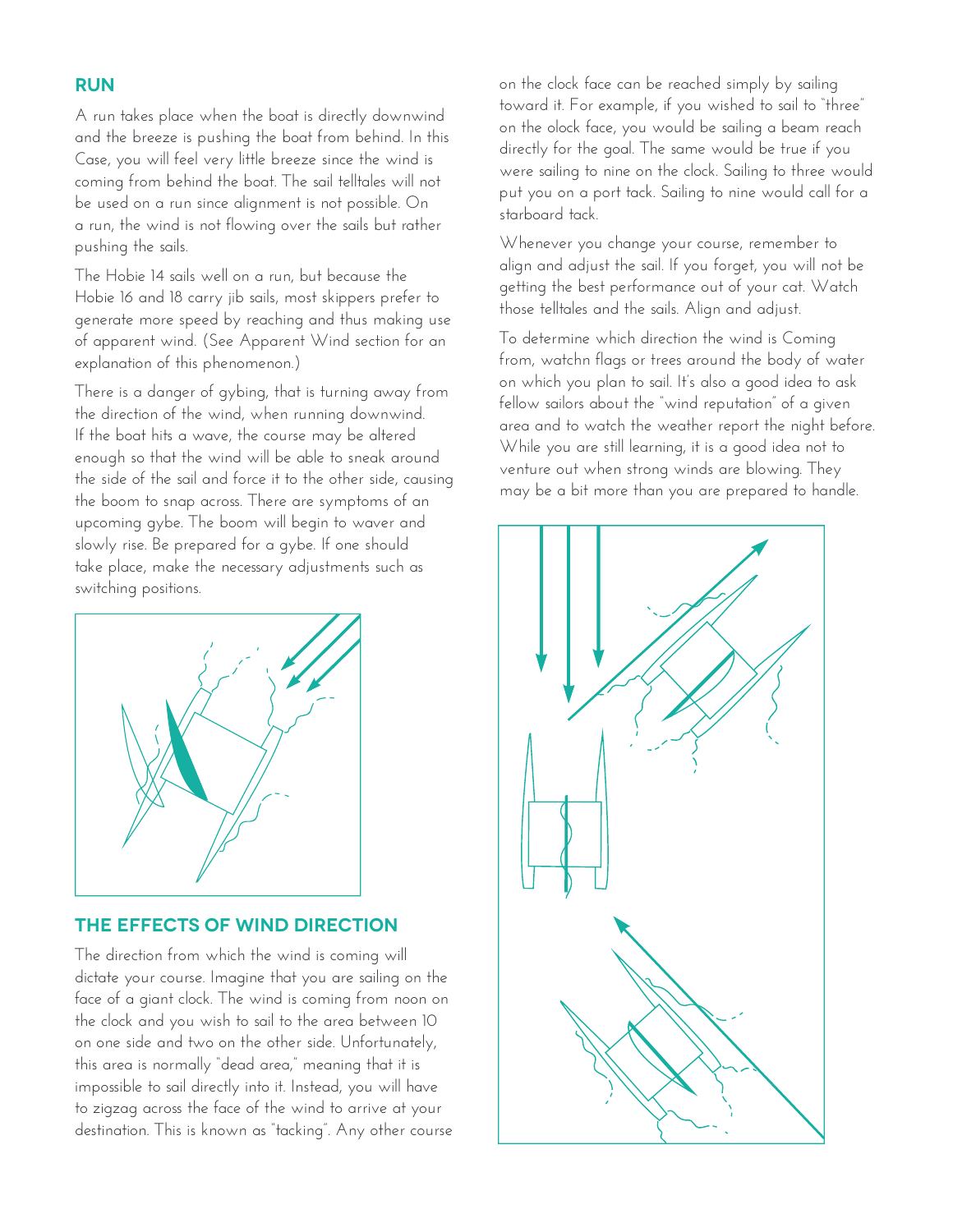## RUN

A run takes place when the boat is directly downwind and the breeze is pushing the boat from behind. In this Case, you will feel very little breeze since the wind is coming from behind the boat. The sail telltales will not be used on a run since alignment is not possible. On a run, the wind is not flowing over the sails but rather pushing the sails.

The Hobie 14 sails well on a run, but because the Hobie 16 and 18 carry jib sails, most skippers prefer to generate more speed by reaching and thus making use of apparent wind. (See Apparent Wind section for an explanation of this phenomenon.)

There is a danger of gybing, that is turning away from the direction of the wind, when running downwind. If the boat hits a wave, the course may be altered enough so that the wind will be able to sneak around the side of the sail and force it to the other side, causing the boom to snap across. There are symptoms of an upcoming gybe. The boom will begin to waver and slowly rise. Be prepared for a gybe. If one should take place, make the necessary adjustments such as switching positions.

## THE EFFECTS OF WIND DIRECTION

The direction from which the wind is coming will dictate your course. Imagine that you are sailing on the face of a giant clock. The wind is coming from noon on the clock and you wish to sail to the area between 10 on one side and two on the other side. Unfortunately, this area is normally "dead area," meaning that it is impossible to sail directly into it. Instead, you will have to zigzag across the face of the wind to arrive at your destination. This is known as "tacking". Any other course on the clock face can be reached simply by sailing toward it. For example, if you wished to sail to "three" on the olock face, you would be sailing a beam reach directly for the goal. The same would be true if you were sailing to nine on the clock. Sailing to three would put you on a port tack. Sailing to nine would call for a starboard tack.

Whenever you change your course, remember to align and adjust the sail. If you forget, you will not be getting the best performance out of your cat. Watch those telltales and the sails. Align and adjust.

To determine which direction the wind is Coming from, watchn flags or trees around the body of water on which you plan to sail. It's also a good idea to ask fellow sailors about the "wind reputation" of a given area and to watch the weather report the night before. While you are still learning, it is a good idea not to venture out when strong winds are blowing. They may be a bit more than you are prepared to handle.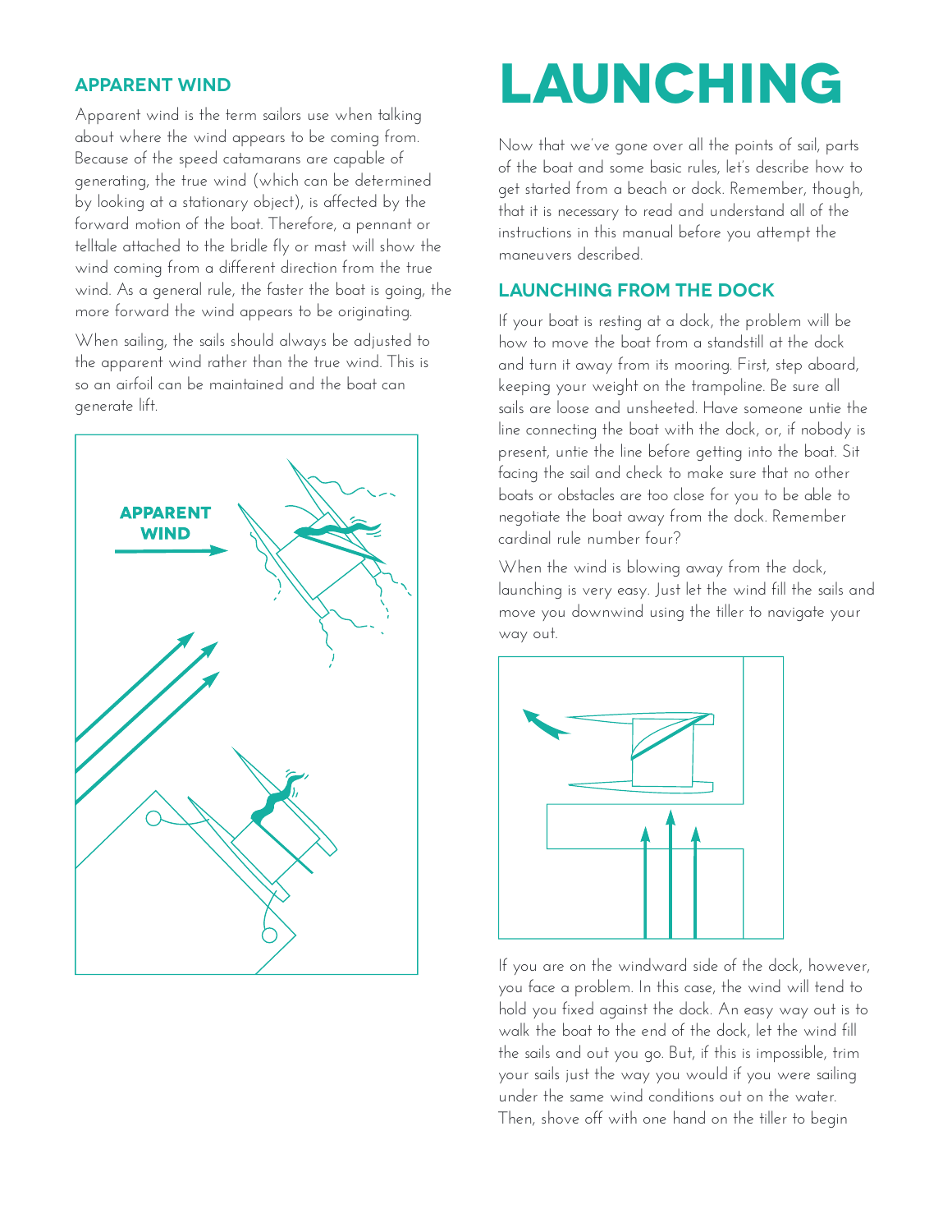## APPARENT WIND

Apparent wind is the term sailors use when talking about where the wind appears to be coming from. Because of the speed catamarans are capable of generating, the true wind (which can be determined by looking at a stationary object), is affected by the forward motion of the boat. Therefore, a pennant or telltale attached to the bridle fly or mast will show the wind coming from a different direction from the true wind. As a general rule, the faster the boat is going, the more forward the wind appears to be originating.

When sailing, the sails should always be adjusted to the apparent wind rather than the true wind. This is so an airfoil can be maintained and the boat can generate lift.

APPARENT WIND

# LAUNCHING

Now that we've gone over all the points of sail, parts of the boat and some basic rules, let's describe how to get started from a beach or dock. Remember, though, that it is necessary to read and understand all of the instructions in this manual before you attempt the maneuvers described.

## LAUNCHING FROM THE DOCK

If your boat is resting at a dock, the problem will be how to move the boat from a standstill at the dock and turn it away from its mooring. First, step aboard, keeping your weight on the trampoline. Be sure all sails are loose and unsheeted. Have someone untie the line connecting the boat with the dock, or, if nobody is present, untie the line before getting into the boat. Sit facing the sail and check to make sure that no other boats or obstacles are too close for you to be able to negotiate the boat away from the dock. Remember cardinal rule number four?

When the wind is blowing away from the dock, launching is very easy. Just let the wind fill the sails and move you downwind using the tiller to navigate your way out.

If you are on the windward side of the dock, however, you face a problem. In this case, the wind will tend to hold you fixed against the dock. An easy way out is to walk the boat to the end of the dock, let the wind fill the sails and out you go. But, if this is impossible, trim your sails just the way you would if you were sailing under the same wind conditions out on the water. Then, shove off with one hand on the tiller to begin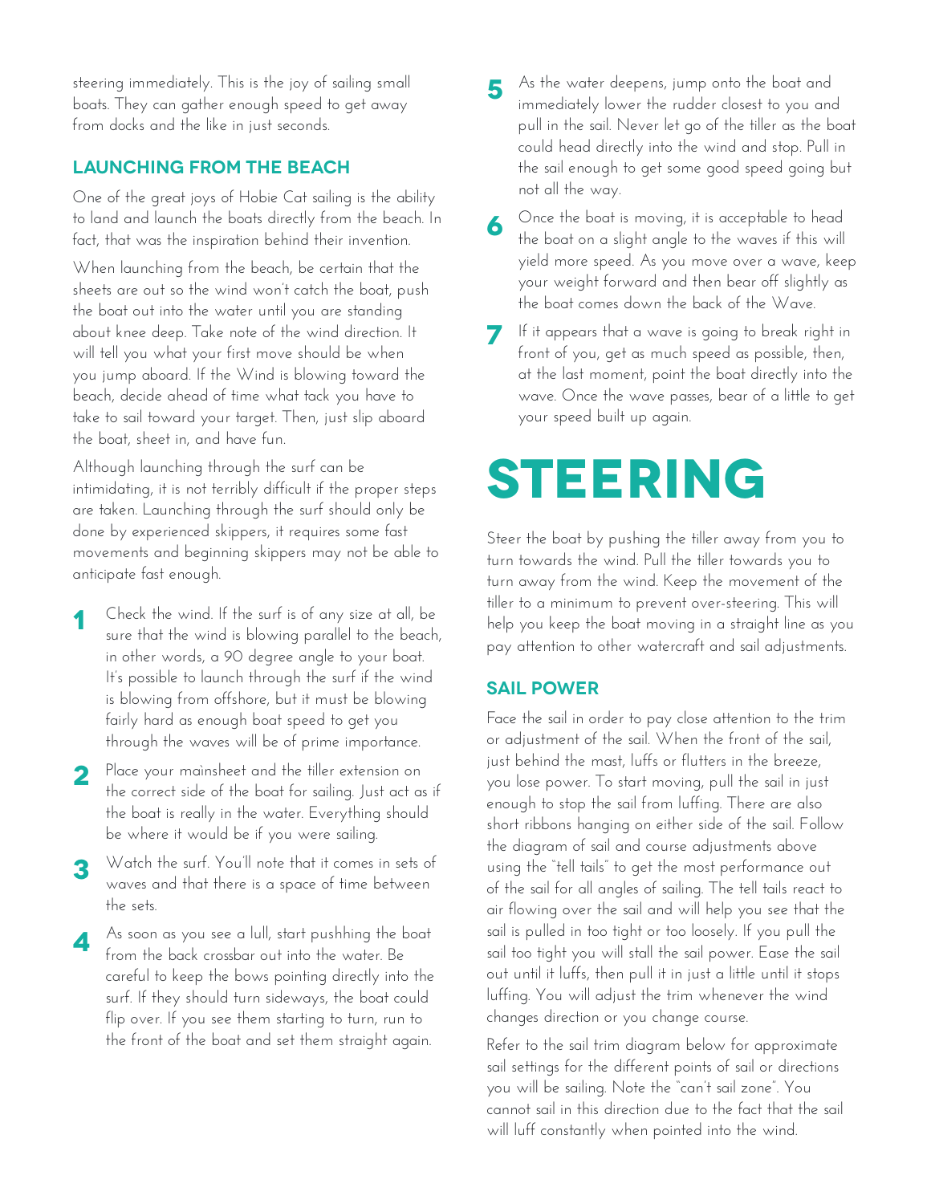steering immediately. This is the joy of sailing small boats. They can gather enough speed to get away from docks and the like in just seconds.

### LAUNCHING FROM THE BEACH

One of the great joys of Hobie Cat sailing is the ability to land and launch the boats directly from the beach. In fact, that was the inspiration behind their invention.

When launching from the beach, be certain that the sheets are out so the wind won't catch the boat, push the boat out into the water until you are standing about knee deep. Take note of the wind direction. It will tell you what your first move should be when you jump aboard. If the Wind is blowing toward the beach, decide ahead of time what tack you have to take to sail toward your target. Then, just slip aboard the boat, sheet in, and have fun.

Although launching through the surf can be intimidating, it is not terribly difficult if the proper steps are taken. Launching through the surf should only be done by experienced skippers, it requires some fast movements and beginning skippers may not be able to anticipate fast enough.

1. Check the wind. If the surf is of any size at all, be sure that the wind is blowing parallel to the beach, in other words, a 90 degree angle to your boat. It's possible to launch through the surf if the wind is blowing from offshore, but it must be blowing fairly hard as enough boat speed to get you through the waves will be of prime importance.
2. Place your mainsheet and the tiller extension on the correct side of the boat for sailing. Just act as if the boat is really in the water. Everything should be where it would be if you were sailing.
3. Watch the surf. You'll note that it comes in sets of waves and that there is a space of time between the sets.
4. As soon as you see a lull, start pushhing the boat from the back crossbar out into the water. Be careful to keep the bows pointing directly into the surf. If they should turn sideways, the boat could flip over. If you see them starting to turn, run to the front of the boat and set them straight again.
5. As the water deepens, jump onto the boat and immediately lower the rudder closest to you and pull in the sail. Never let go of the tiller as the boat could head directly into the wind and stop. Pull in the sail enough to get some good speed going but not all the way.
6. Once the boat is moving, it is acceptable to head the boat on a slight angle to the waves if this will yield more speed. As you move over a wave, keep your weight forward and then bear off slightly as the boat comes down the back of the Wave.
7. If it appears that a wave is going to break right in front of you, get as much speed as possible, then, at the last moment, point the boat directly into the wave. Once the wave passes, bear of a little to get your speed built up again.

# STEERING

Steer the boat by pushing the tiller away from you to turn towards the wind. Pull the tiller towards you to turn away from the wind. Keep the movement of the tiller to a minimum to prevent over-steering. This will help you keep the boat moving in a straight line as you pay attention to other watercraft and sail adjustments.

### SAIL POWER

Face the sail in order to pay close attention to the trim or adjustment of the sail. When the front of the sail, just behind the mast, luffs or flutters in the breeze, you lose power. To start moving, pull the sail in just enough to stop the sail from luffing. There are also short ribbons hanging on either side of the sail. Follow the diagram of sail and course adjustments above using the "tell tails" to get the most performance out of the sail for all angles of sailing. The tell tails react to air flowing over the sail and will help you see that the sail is pulled in too tight or too loosely. If you pull the sail too tight you will stall the sail power. Ease the sail out until it luffs, then pull it in just a little until it stops luffing. You will adjust the trim whenever the wind changes direction or you change course.

Refer to the sail trim diagram below for approximate sail settings for the different points of sail or directions you will be sailing. Note the "can't sail zone". You cannot sail in this direction due to the fact that the sail will luff constantly when pointed into the wind.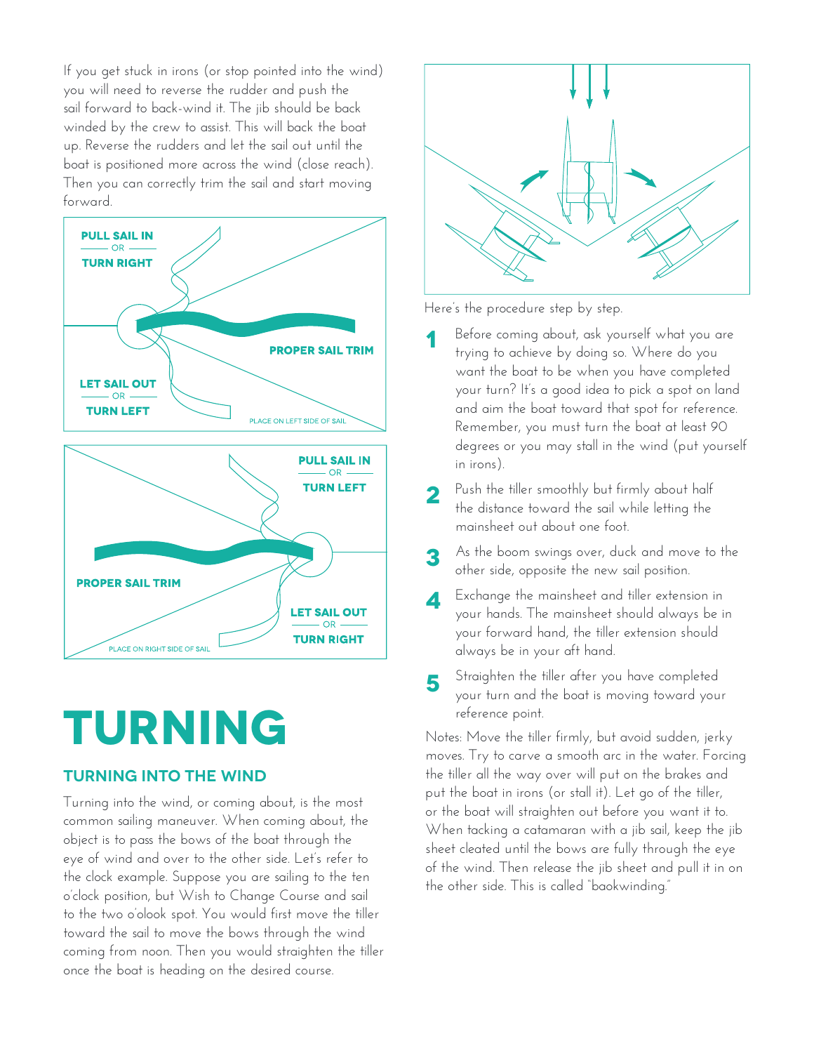If you get stuck in irons (or stop pointed into the wind) you will need to reverse the rudder and push the sail forward to back-wind it. The jib should be back winded by the crew to assist. This will back the boat up. Reverse the rudders and let the sail out until the boat is positioned more across the wind (close reach). Then you can correctly trim the sail and start moving forward.

PULL SAIL IN — OR — TURN RIGHT

PROPER SAIL TRIM

LET SAIL OUT — OR — TURN LEFT

PLACE ON LEFT SIDE OF SAIL

PULL SAIL IN — OR — TURN LEFT

PROPER SAIL TRIM

LET SAIL OUT — OR — TURN RIGHT

PLACE ON RIGHT SIDE OF SAIL

# TURNING

## TURNING INTO THE WIND

Turning into the wind, or coming about, is the most common sailing maneuver. When coming about, the object is to pass the bows of the boat through the eye of wind and over to the other side. Let's refer to the clock example. Suppose you are sailing to the ten o'clock position, but Wish to Change Course and sail to the two o'olook spot. You would first move the tiller toward the sail to move the bows through the wind coming from noon. Then you would straighten the tiller once the boat is heading on the desired course.

Here's the procedure step by step.

1. Before coming about, ask yourself what you are trying to achieve by doing so. Where do you want the boat to be when you have completed your turn? It's a good idea to pick a spot on land and aim the boat toward that spot for reference. Remember, you must turn the boat at least 90 degrees or you may stall in the wind (put yourself in irons).
2. Push the tiller smoothly but firmly about half the distance toward the sail while letting the mainsheet out about one foot.
3. As the boom swings over, duck and move to the other side, opposite the new sail position.
4. Exchange the mainsheet and tiller extension in your hands. The mainsheet should always be in your forward hand, the tiller extension should always be in your aft hand.
5. Straighten the tiller after you have completed your turn and the boat is moving toward your reference point.

Notes: Move the tiller firmly, but avoid sudden, jerky moves. Try to carve a smooth arc in the water. Forcing the tiller all the way over will put on the brakes and put the boat in irons (or stall it). Let go of the tiller, or the boat will straighten out before you want it to. When tacking a catamaran with a jib sail, keep the jib sheet cleated until the bows are fully through the eye of the wind. Then release the jib sheet and pull it in on the other side. This is called "baokwinding."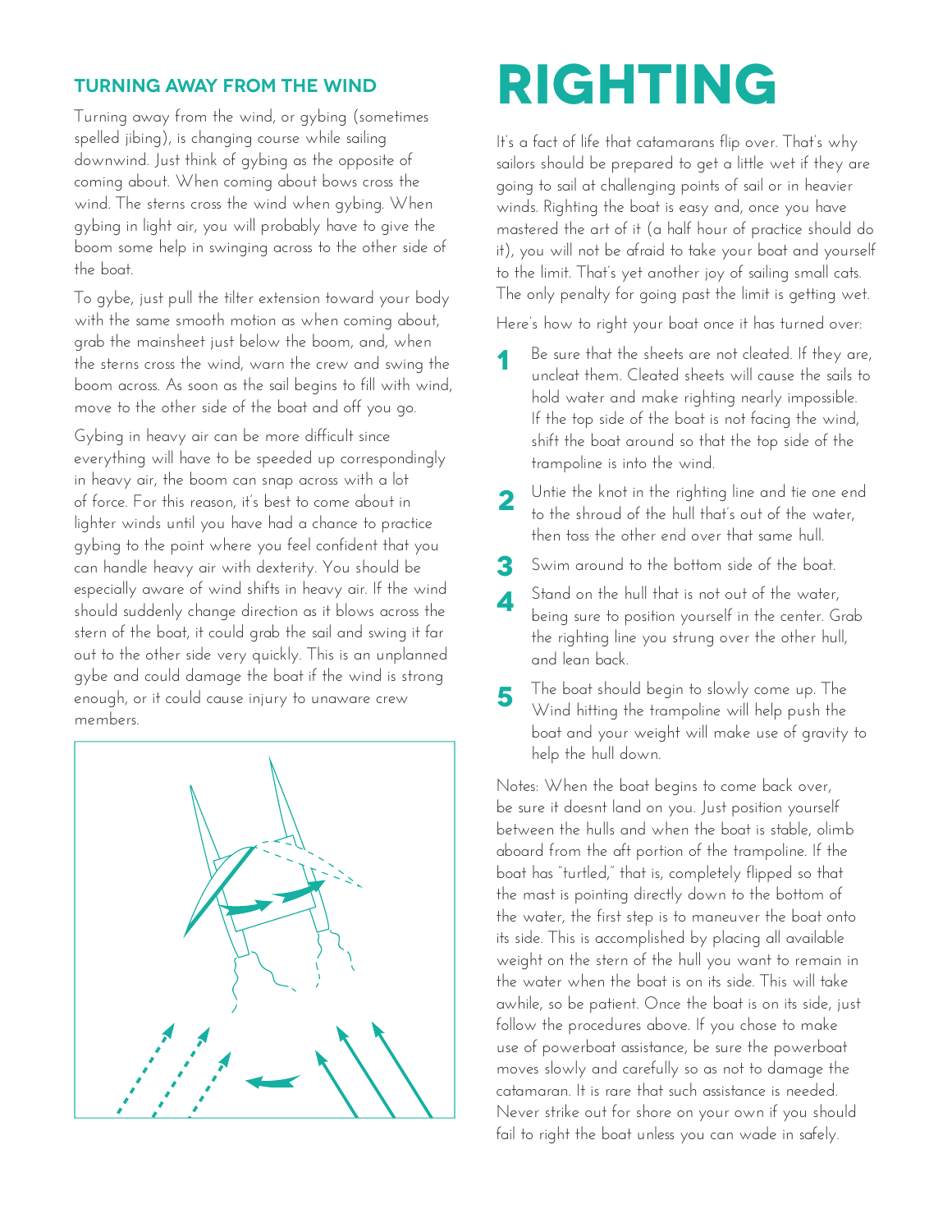## TURNING AWAY FROM THE WIND

Turning away from the wind, or gybing (sometimes spelled jibing), is changing course while sailing downwind. Just think of gybing as the opposite of coming about. When coming about bows cross the wind. The sterns cross the wind when gybing. When gybing in light air, you will probably have to give the boom some help in swinging across to the other side of the boat.

To gybe, just pull the tilter extension toward your body with the same smooth motion as when coming about, grab the mainsheet just below the boom, and, when the sterns cross the wind, warn the crew and swing the boom across. As soon as the sail begins to fill with wind, move to the other side of the boat and off you go.

Gybing in heavy air can be more difficult since everything will have to be speeded up correspondingly in heavy air, the boom can snap across with a lot of force. For this reason, it's best to come about in lighter winds until you have had a chance to practice gybing to the point where you feel confident that you can handle heavy air with dexterity. You should be especially aware of wind shifts in heavy air. If the wind should suddenly change direction as it blows across the stern of the boat, it could grab the sail and swing it far out to the other side very quickly. This is an unplanned gybe and could damage the boat if the wind is strong enough, or it could cause injury to unaware crew members.

# RIGHTING

It's a fact of life that catamarans flip over. That's why sailors should be prepared to get a little wet if they are going to sail at challenging points of sail or in heavier winds. Righting the boat is easy and, once you have mastered the art of it (a half hour of practice should do it), you will not be afraid to take your boat and yourself to the limit. That's yet another joy of sailing small cats. The only penalty for going past the limit is getting wet.

Here's how to right your boat once it has turned over:

1. Be sure that the sheets are not cleated. If they are, uncleat them. Cleated sheets will cause the sails to hold water and make righting nearly impossible. If the top side of the boat is not facing the wind, shift the boat around so that the top side of the trampoline is into the wind.
2. Untie the knot in the righting line and tie one end to the shroud of the hull that's out of the water, then toss the other end over that same hull.
3. Swim around to the bottom side of the boat.
4. Stand on the hull that is not out of the water, being sure to position yourself in the center. Grab the righting line you strung over the other hull, and lean back.
5. The boat should begin to slowly come up. The Wind hitting the trampoline will help push the boat and your weight will make use of gravity to help the hull down.

Notes: When the boat begins to come back over, be sure it doesnt land on you. Just position yourself between the hulls and when the boat is stable, olimb aboard from the aft portion of the trampoline. If the boat has "turtled," that is, completely flipped so that the mast is pointing directly down to the bottom of the water, the first step is to maneuver the boat onto its side. This is accomplished by placing all available weight on the stern of the hull you want to remain in the water when the boat is on its side. This will take awhile, so be patient. Once the boat is on its side, just follow the procedures above. If you chose to make use of powerboat assistance, be sure the powerboat moves slowly and carefully so as not to damage the catamaran. It is rare that such assistance is needed. Never strike out for shore on your own if you should fail to right the boat unless you can wade in safely.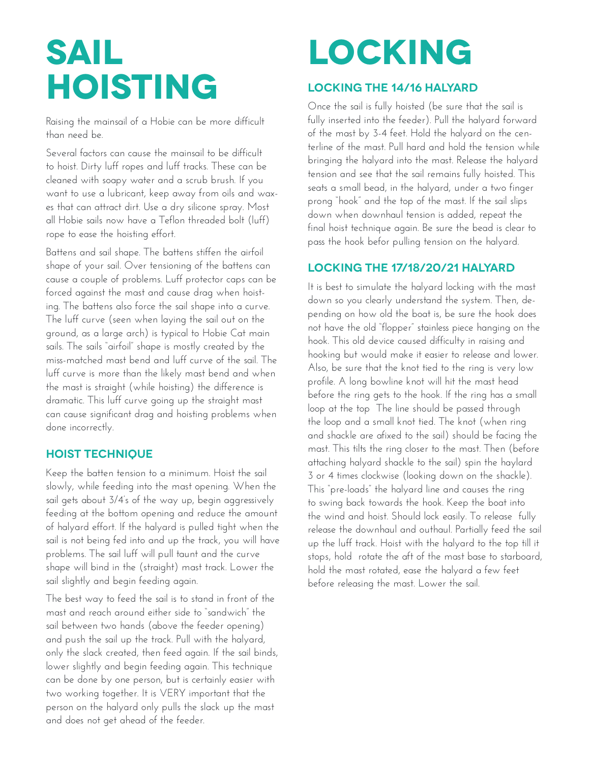# SAIL HOISTING

Raising the mainsail of a Hobie can be more difficult than need be.

Several factors can cause the mainsail to be difficult to hoist. Dirty luff ropes and luff tracks. These can be cleaned with soapy water and a scrub brush. If you want to use a lubricant, keep away from oils and waxes that can attract dirt. Use a dry silicone spray. Most all Hobie sails now have a Teflon threaded bolt (luff) rope to ease the hoisting effort.

Battens and sail shape. The battens stiffen the airfoil shape of your sail. Over tensioning of the battens can cause a couple of problems. Luff protector caps can be forced against the mast and cause drag when hoisting. The battens also force the sail shape into a curve. The luff curve (seen when laying the sail out on the ground, as a large arch) is typical to Hobie Cat main sails. The sails "airfoil" shape is mostly created by the miss-matched mast bend and luff curve of the sail. The luff curve is more than the likely mast bend and when the mast is straight (while hoisting) the difference is dramatic. This luff curve going up the straight mast can cause significant drag and hoisting problems when done incorrectly.

## HOIST TECHNIQUE

Keep the batten tension to a minimum. Hoist the sail slowly, while feeding into the mast opening. When the sail gets about 3/4's of the way up, begin aggressively feeding at the bottom opening and reduce the amount of halyard effort. If the halyard is pulled tight when the sail is not being fed into and up the track, you will have problems. The sail luff will pull taunt and the curve shape will bind in the (straight) mast track. Lower the sail slightly and begin feeding again.

The best way to feed the sail is to stand in front of the mast and reach around either side to "sandwich" the sail between two hands (above the feeder opening) and push the sail up the track. Pull with the halyard, only the slack created, then feed again. If the sail binds, lower slightly and begin feeding again. This technique can be done by one person, but is certainly easier with two working together. It is VERY important that the person on the halyard only pulls the slack up the mast and does not get ahead of the feeder.

# LOCKING

## LOCKING THE 14/16 HALYARD

Once the sail is fully hoisted (be sure that the sail is fully inserted into the feeder). Pull the halyard forward of the mast by 3-4 feet. Hold the halyard on the centerline of the mast. Pull hard and hold the tension while bringing the halyard into the mast. Release the halyard tension and see that the sail remains fully hoisted. This seats a small bead, in the halyard, under a two finger prong "hook" and the top of the mast. If the sail slips down when downhaul tension is added, repeat the final hoist technique again. Be sure the bead is clear to pass the hook befor pulling tension on the halyard.

## LOCKING THE 17/18/20/21 HALYARD

It is best to simulate the halyard locking with the mast down so you clearly understand the system. Then, depending on how old the boat is, be sure the hook does not have the old "flopper" stainless piece hanging on the hook. This old device caused difficulty in raising and hooking but would make it easier to release and lower. Also, be sure that the knot tied to the ring is very low profile. A long bowline knot will hit the mast head before the ring gets to the hook. If the ring has a small loop at the top The line should be passed through the loop and a small knot tied. The knot (when ring and shackle are afixed to the sail) should be facing the mast. This tilts the ring closer to the mast. Then (before attaching halyard shackle to the sail) spin the haylard 3 or 4 times clockwise (looking down on the shackle). This "pre-loads" the halyard line and causes the ring to swing back towards the hook. Keep the boat into the wind and hoist. Should lock easily. To release fully release the downhaul and outhaul. Partially feed the sail up the luff track. Hoist with the halyard to the top till it stops, hold rotate the aft of the mast base to starboard, hold the mast rotated, ease the halyard a few feet before releasing the mast. Lower the sail.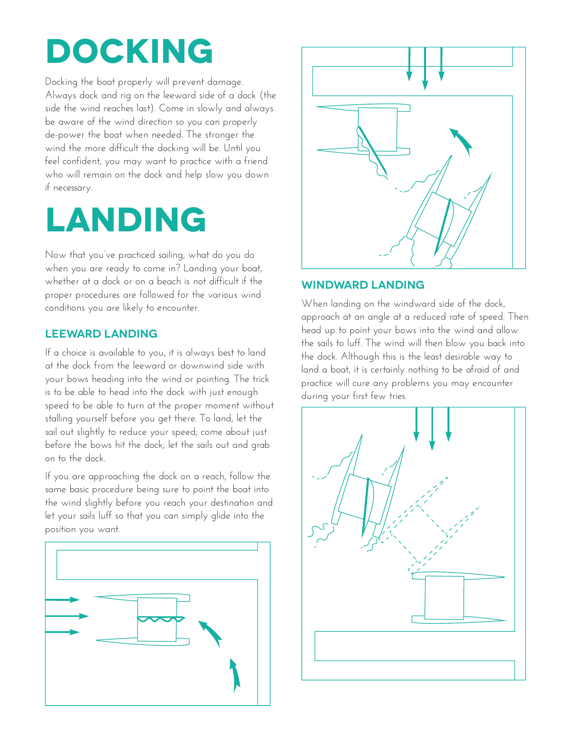# DOCKING

Docking the boat properly will prevent damage. Always dock and rig on the leeward side of a dock (the side the wind reaches last). Come in slowly and always be aware of the wind direction so you can properly de-power the boat when needed. The stronger the wind the more difficult the docking will be. Until you feel confident, you may want to practice with a friend who will remain on the dock and help slow you down if necessary.

# LANDING

Now that you've practiced sailing, what do you do when you are ready to come in? Landing your boat, whether at a dock or on a beach is not difficult if the proper procedures are followed for the various wind conditions you are likely to encounter.

### LEEWARD LANDING

If a choice is available to you, it is always best to land at the dock from the leeward or downwind side with your bows heading into the wind or pointing. The trick is to be able to head into the dock with just enough speed to be able to turn at the proper moment without stalling yourself before you get there. To land, let the sail out slightly to reduce your speed; come about just before the bows hit the dock; let the sails out and grab on to the dock.

If you are approaching the dock on a reach, follow the same basic procedure being sure to point the boat into the wind slightly before you reach your destination and let your sails luff so that you can simply glide into the position you want.

### WINDWARD LANDING

When landing on the windward side of the dock, approach at an angle at a reduced rate of speed. Then head up to point your bows into the wind and allow the sails to luff. The wind will then blow you back into the dock. Although this is the least desirable way to land a boat, it is certainly nothing to be afraid of and practice will cure any problems you may encounter during your first few tries.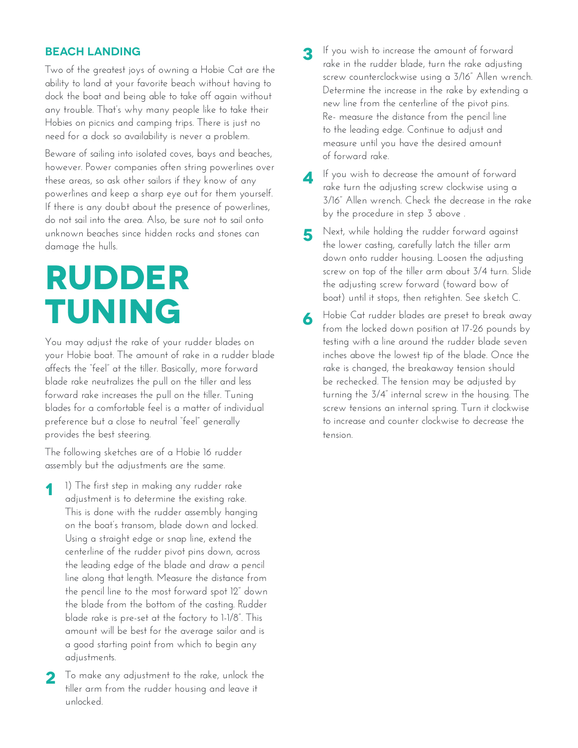### BEACH LANDING

Two of the greatest joys of owning a Hobie Cat are the ability to land at your favorite beach without having to dock the boat and being able to take off again without any trouble. That's why many people like to take their Hobies on picnics and camping trips. There is just no need for a dock so availability is never a problem.

Beware of sailing into isolated coves, bays and beaches, however. Power companies often string powerlines over these areas, so ask other sailors if they know of any powerlines and keep a sharp eye out for them yourself. If there is any doubt about the presence of powerlines, do not sail into the area. Also, be sure not to sail onto unknown beaches since hidden rocks and stones can damage the hulls.

# RUDDER TUNING

You may adjust the rake of your rudder blades on your Hobie boat. The amount of rake in a rudder blade affects the "feel" at the tiller. Basically, more forward blade rake neutralizes the pull on the tiller and less forward rake increases the pull on the tiller. Tuning blades for a comfortable feel is a matter of individual preference but a close to neutral "feel" generally provides the best steering.

The following sketches are of a Hobie 16 rudder assembly but the adjustments are the same.

1. 1) The first step in making any rudder rake adjustment is to determine the existing rake. This is done with the rudder assembly hanging on the boat's transom, blade down and locked. Using a straight edge or snap line, extend the centerline of the rudder pivot pins down, across the leading edge of the blade and draw a pencil line along that length. Measure the distance from the pencil line to the most forward spot 12" down the blade from the bottom of the casting. Rudder blade rake is pre-set at the factory to 1-1/8". This amount will be best for the average sailor and is a good starting point from which to begin any adjustments.

2. To make any adjustment to the rake, unlock the tiller arm from the rudder housing and leave it unlocked.

3. If you wish to increase the amount of forward rake in the rudder blade, turn the rake adjusting screw counterclockwise using a 3/16" Allen wrench. Determine the increase in the rake by extending a new line from the centerline of the pivot pins. Re- measure the distance from the pencil line to the leading edge. Continue to adjust and measure until you have the desired amount of forward rake.

4. If you wish to decrease the amount of forward rake turn the adjusting screw clockwise using a 3/16" Allen wrench. Check the decrease in the rake by the procedure in step 3 above .

5. Next, while holding the rudder forward against the lower casting, carefully latch the tiller arm down onto rudder housing. Loosen the adjusting screw on top of the tiller arm about 3/4 turn. Slide the adjusting screw forward (toward bow of boat) until it stops, then retighten. See sketch C.

6. Hobie Cat rudder blades are preset to break away from the locked down position at 17-26 pounds by testing with a line around the rudder blade seven inches above the lowest tip of the blade. Once the rake is changed, the breakaway tension should be rechecked. The tension may be adjusted by turning the 3/4" internal screw in the housing. The screw tensions an internal spring. Turn it clockwise to increase and counter clockwise to decrease the tension.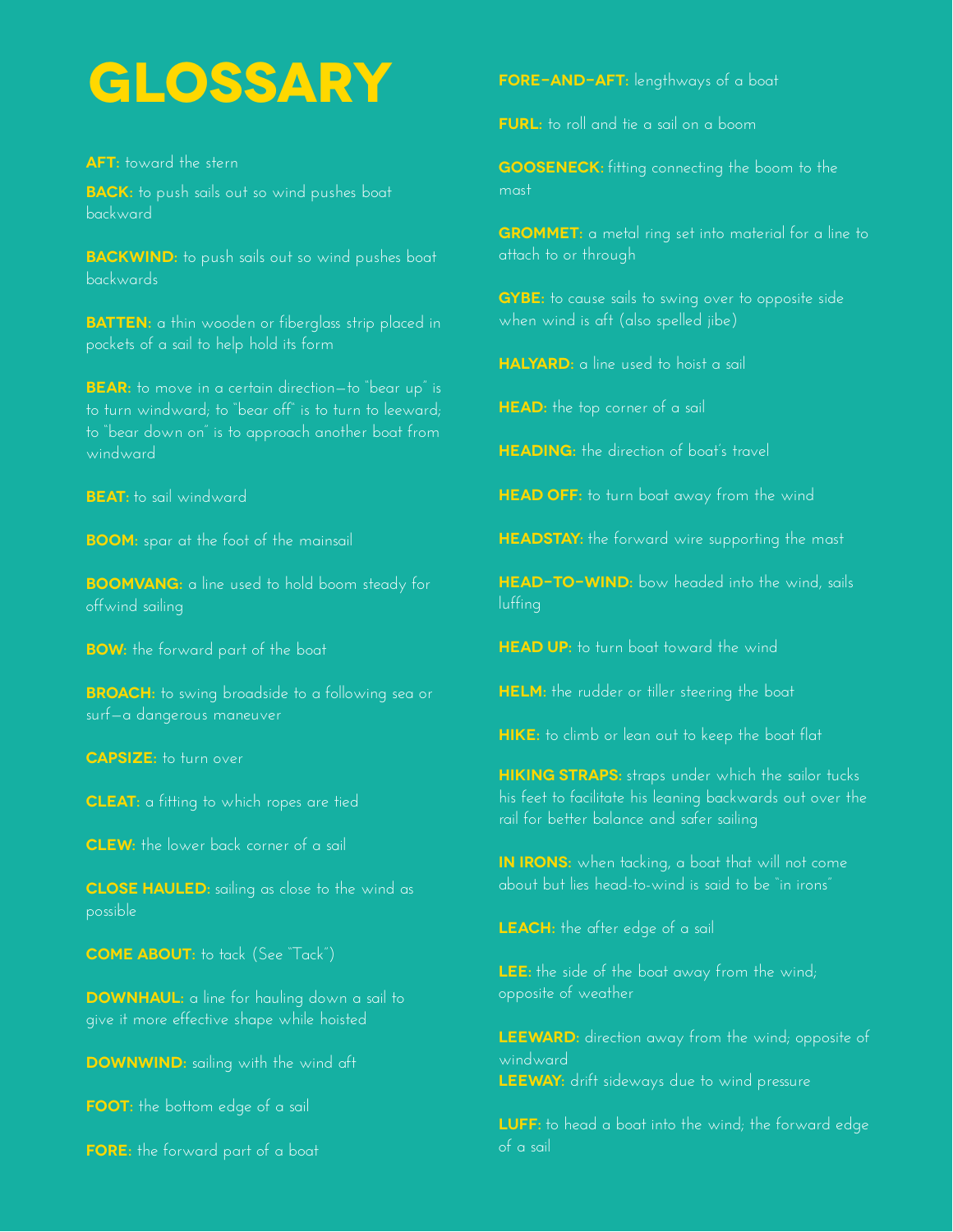# GLOSSARY

**AFT:** toward the stern

**BACK:** to push sails out so wind pushes boat backward

**BACKWIND:** to push sails out so wind pushes boat backwards

**BATTEN:** a thin wooden or fiberglass strip placed in pockets of a sail to help hold its form

**BEAR:** to move in a certain direction—to "bear up" is to turn windward; to "bear off" is to turn to leeward; to "bear down on" is to approach another boat from windward

**BEAT:** to sail windward

**BOOM:** spar at the foot of the mainsail

**BOOMVANG:** a line used to hold boom steady for offwind sailing

**BOW:** the forward part of the boat

**BROACH:** to swing broadside to a following sea or surf—a dangerous maneuver

**CAPSIZE:** to turn over

**CLEAT:** a fitting to which ropes are tied

**CLEW:** the lower back corner of a sail

**CLOSE HAULED:** sailing as close to the wind as possible

**COME ABOUT:** to tack (See "Tack")

**DOWNHAUL:** a line for hauling down a sail to give it more effective shape while hoisted

**DOWNWIND:** sailing with the wind aft

**FOOT:** the bottom edge of a sail

**FORE:** the forward part of a boat

**FORE-AND-AFT:** lengthways of a boat

**FURL:** to roll and tie a sail on a boom

**GOOSENECK:** fitting connecting the boom to the mast

**GROMMET:** a metal ring set into material for a line to attach to or through

**GYBE:** to cause sails to swing over to opposite side when wind is aft (also spelled jibe)

**HALYARD:** a line used to hoist a sail

**HEAD:** the top corner of a sail

**HEADING:** the direction of boat's travel

**HEAD OFF:** to turn boat away from the wind

**HEADSTAY:** the forward wire supporting the mast

**HEAD-TO-WIND:** bow headed into the wind, sails luffing

**HEAD UP:** to turn boat toward the wind

**HELM:** the rudder or tiller steering the boat

**HIKE:** to climb or lean out to keep the boat flat

**HIKING STRAPS:** straps under which the sailor tucks his feet to facilitate his leaning backwards out over the rail for better balance and safer sailing

**IN IRONS:** when tacking, a boat that will not come about but lies head-to-wind is said to be "in irons"

**LEACH:** the after edge of a sail

**LEE:** the side of the boat away from the wind; opposite of weather

**LEEWARD:** direction away from the wind; opposite of windward

**LEEWAY:** drift sideways due to wind pressure

**LUFF:** to head a boat into the wind; the forward edge of a sail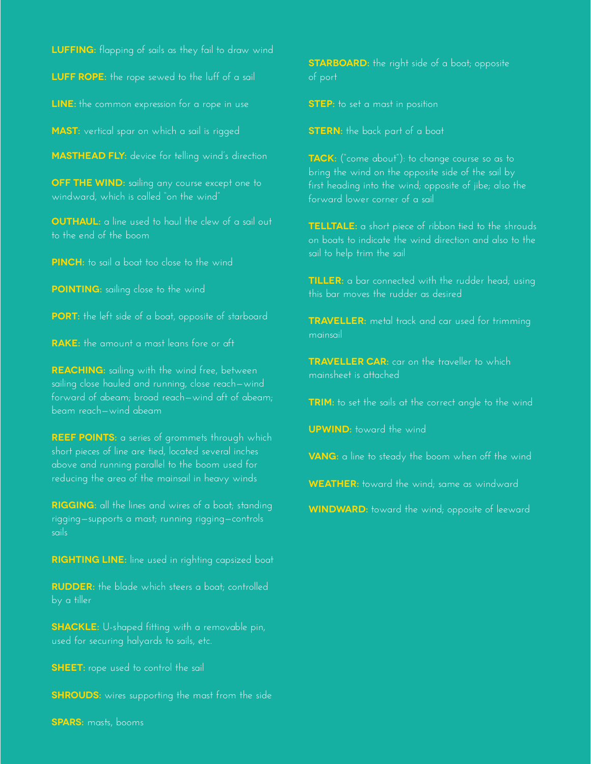**LUFFING:** flapping of sails as they fail to draw wind

**LUFF ROPE:** the rope sewed to the luff of a sail

**LINE:** the common expression for a rope in use

**MAST:** vertical spar on which a sail is rigged

**MASTHEAD FLY:** device for telling wind's direction

**OFF THE WIND:** sailing any course except one to windward, which is called "on the wind"

**OUTHAUL:** a line used to haul the clew of a sail out to the end of the boom

**PINCH:** to sail a boat too close to the wind

**POINTING:** sailing close to the wind

**PORT:** the left side of a boat, opposite of starboard

**RAKE:** the amount a mast leans fore or aft

**REACHING:** sailing with the wind free, between sailing close hauled and running, close reach—wind forward of abeam; broad reach—wind aft of abeam; beam reach—wind abeam

**REEF POINTS:** a series of grommets through which short pieces of line are tied, located several inches above and running parallel to the boom used for reducing the area of the mainsail in heavy winds

**RIGGING:** all the lines and wires of a boat; standing rigging—supports a mast; running rigging—controls sails

**RIGHTING LINE:** line used in righting capsized boat

**RUDDER:** the blade which steers a boat; controlled by a tiller

**SHACKLE:** U-shaped fitting with a removable pin, used for securing halyards to sails, etc.

**SHEET:** rope used to control the sail

**SHROUDS:** wires supporting the mast from the side

**SPARS:** masts, booms

**STARBOARD:** the right side of a boat; opposite of port

**STEP:** to set a mast in position

**STERN:** the back part of a boat

**TACK:** ("come about"): to change course so as to bring the wind on the opposite side of the sail by first heading into the wind; opposite of jibe; also the forward lower corner of a sail

**TELLTALE:** a short piece of ribbon tied to the shrouds on boats to indicate the wind direction and also to the sail to help trim the sail

**TILLER:** a bar connected with the rudder head; using this bar moves the rudder as desired

**TRAVELLER:** metal track and car used for trimming mainsail

**TRAVELLER CAR:** car on the traveller to which mainsheet is attached

**TRIM:** to set the sails at the correct angle to the wind

**UPWIND:** toward the wind

**VANG:** a line to steady the boom when off the wind

**WEATHER:** toward the wind; same as windward

**WINDWARD:** toward the wind; opposite of leeward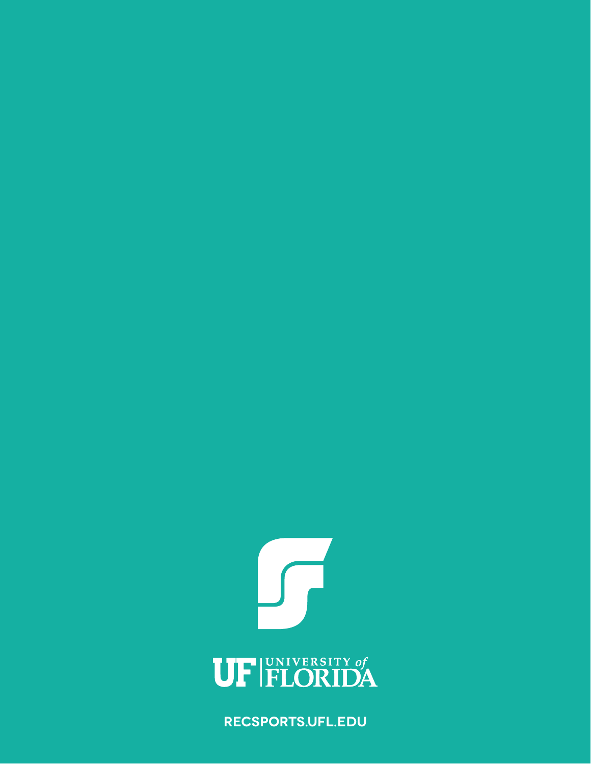UF | UNIVERSITY of FLORIDA

RECSPORTS.UFL.EDU